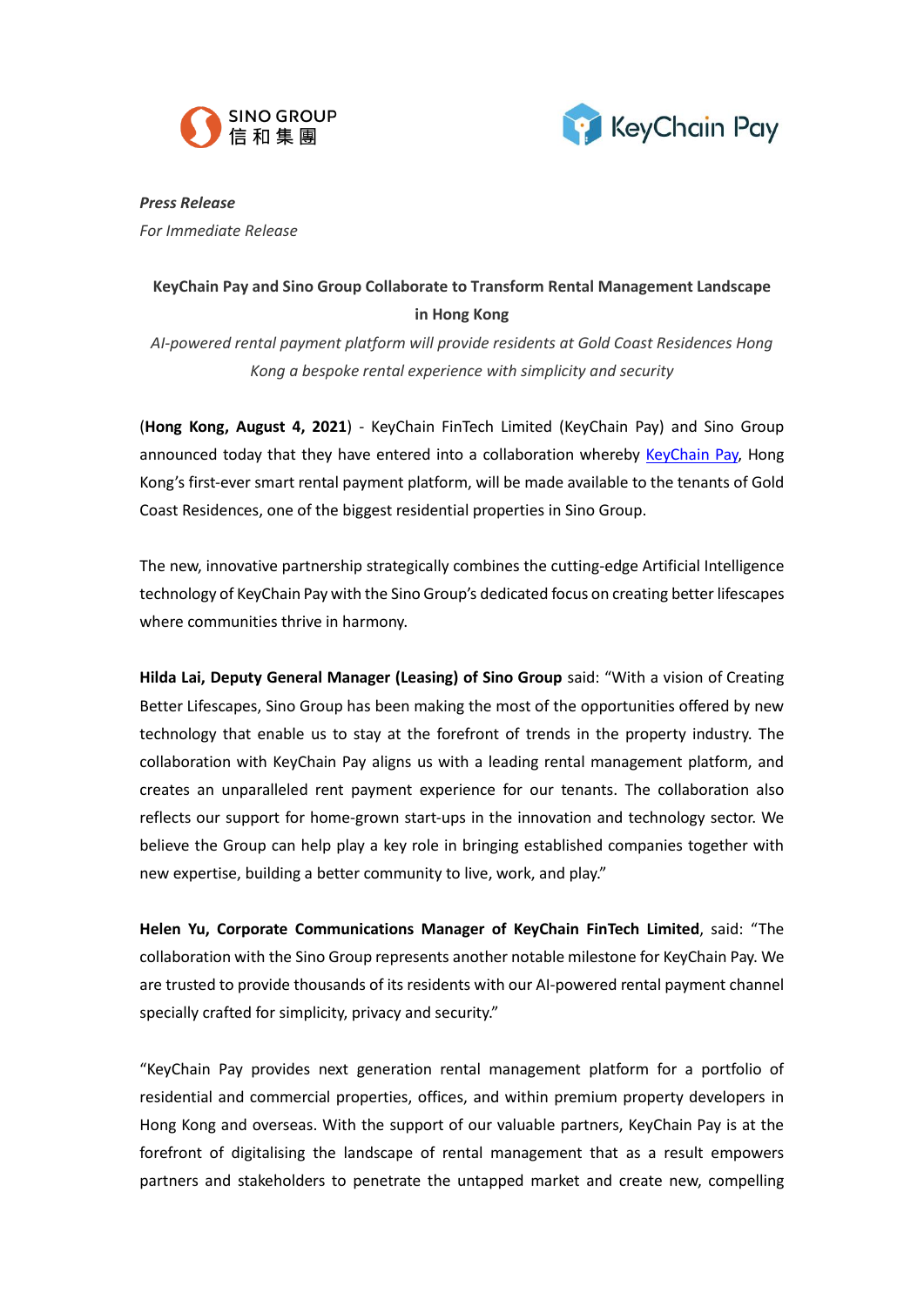SINO GROUP 信和集團

KeyChain Pay

***Press Release***

*For Immediate Release*

**KeyChain Pay and Sino Group Collaborate to Transform Rental Management Landscape in Hong Kong**

*AI-powered rental payment platform will provide residents at Gold Coast Residences Hong Kong a bespoke rental experience with simplicity and security*

(**Hong Kong, August 4, 2021**) - KeyChain FinTech Limited (KeyChain Pay) and Sino Group announced today that they have entered into a collaboration whereby KeyChain Pay, Hong Kong's first-ever smart rental payment platform, will be made available to the tenants of Gold Coast Residences, one of the biggest residential properties in Sino Group.

The new, innovative partnership strategically combines the cutting-edge Artificial Intelligence technology of KeyChain Pay with the Sino Group's dedicated focus on creating better lifescapes where communities thrive in harmony.

**Hilda Lai, Deputy General Manager (Leasing) of Sino Group** said: "With a vision of Creating Better Lifescapes, Sino Group has been making the most of the opportunities offered by new technology that enable us to stay at the forefront of trends in the property industry. The collaboration with KeyChain Pay aligns us with a leading rental management platform, and creates an unparalleled rent payment experience for our tenants. The collaboration also reflects our support for home-grown start-ups in the innovation and technology sector. We believe the Group can help play a key role in bringing established companies together with new expertise, building a better community to live, work, and play."

**Helen Yu, Corporate Communications Manager of KeyChain FinTech Limited**, said: "The collaboration with the Sino Group represents another notable milestone for KeyChain Pay. We are trusted to provide thousands of its residents with our AI-powered rental payment channel specially crafted for simplicity, privacy and security."

"KeyChain Pay provides next generation rental management platform for a portfolio of residential and commercial properties, offices, and within premium property developers in Hong Kong and overseas. With the support of our valuable partners, KeyChain Pay is at the forefront of digitalising the landscape of rental management that as a result empowers partners and stakeholders to penetrate the untapped market and create new, compelling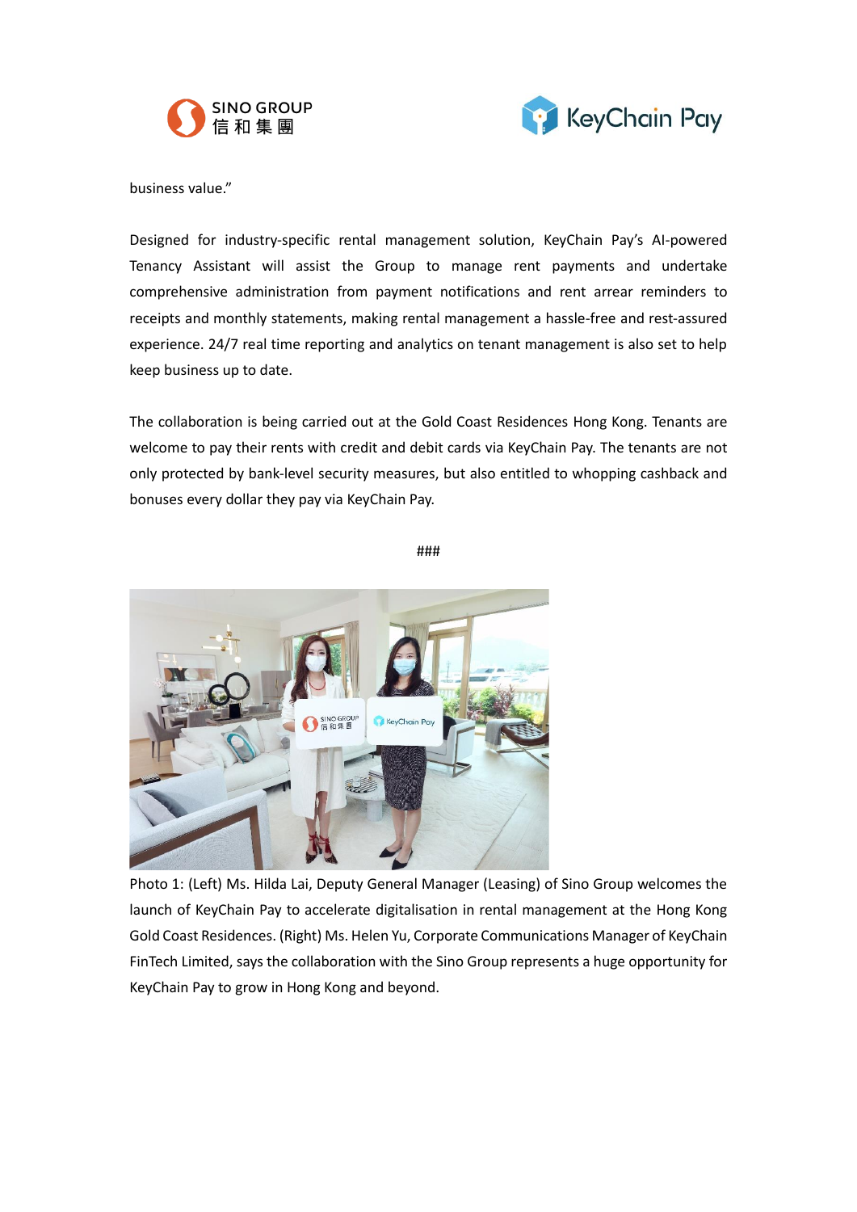business value."

Designed for industry-specific rental management solution, KeyChain Pay's AI-powered Tenancy Assistant will assist the Group to manage rent payments and undertake comprehensive administration from payment notifications and rent arrear reminders to receipts and monthly statements, making rental management a hassle-free and rest-assured experience. 24/7 real time reporting and analytics on tenant management is also set to help keep business up to date.

The collaboration is being carried out at the Gold Coast Residences Hong Kong. Tenants are welcome to pay their rents with credit and debit cards via KeyChain Pay. The tenants are not only protected by bank-level security measures, but also entitled to whopping cashback and bonuses every dollar they pay via KeyChain Pay.

###

Photo 1: (Left) Ms. Hilda Lai, Deputy General Manager (Leasing) of Sino Group welcomes the launch of KeyChain Pay to accelerate digitalisation in rental management at the Hong Kong Gold Coast Residences. (Right) Ms. Helen Yu, Corporate Communications Manager of KeyChain FinTech Limited, says the collaboration with the Sino Group represents a huge opportunity for KeyChain Pay to grow in Hong Kong and beyond.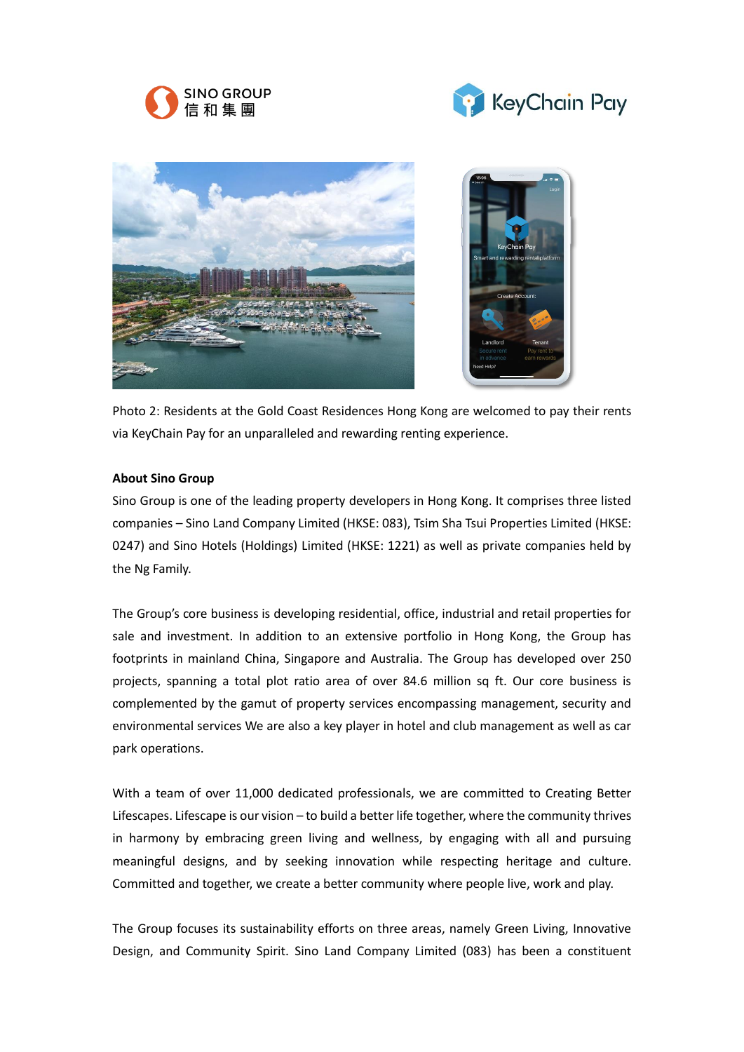Photo 2: Residents at the Gold Coast Residences Hong Kong are welcomed to pay their rents via KeyChain Pay for an unparalleled and rewarding renting experience.

**About Sino Group**

Sino Group is one of the leading property developers in Hong Kong. It comprises three listed companies – Sino Land Company Limited (HKSE: 083), Tsim Sha Tsui Properties Limited (HKSE: 0247) and Sino Hotels (Holdings) Limited (HKSE: 1221) as well as private companies held by the Ng Family.

The Group's core business is developing residential, office, industrial and retail properties for sale and investment. In addition to an extensive portfolio in Hong Kong, the Group has footprints in mainland China, Singapore and Australia. The Group has developed over 250 projects, spanning a total plot ratio area of over 84.6 million sq ft. Our core business is complemented by the gamut of property services encompassing management, security and environmental services We are also a key player in hotel and club management as well as car park operations.

With a team of over 11,000 dedicated professionals, we are committed to Creating Better Lifescapes. Lifescape is our vision – to build a better life together, where the community thrives in harmony by embracing green living and wellness, by engaging with all and pursuing meaningful designs, and by seeking innovation while respecting heritage and culture. Committed and together, we create a better community where people live, work and play.

The Group focuses its sustainability efforts on three areas, namely Green Living, Innovative Design, and Community Spirit. Sino Land Company Limited (083) has been a constituent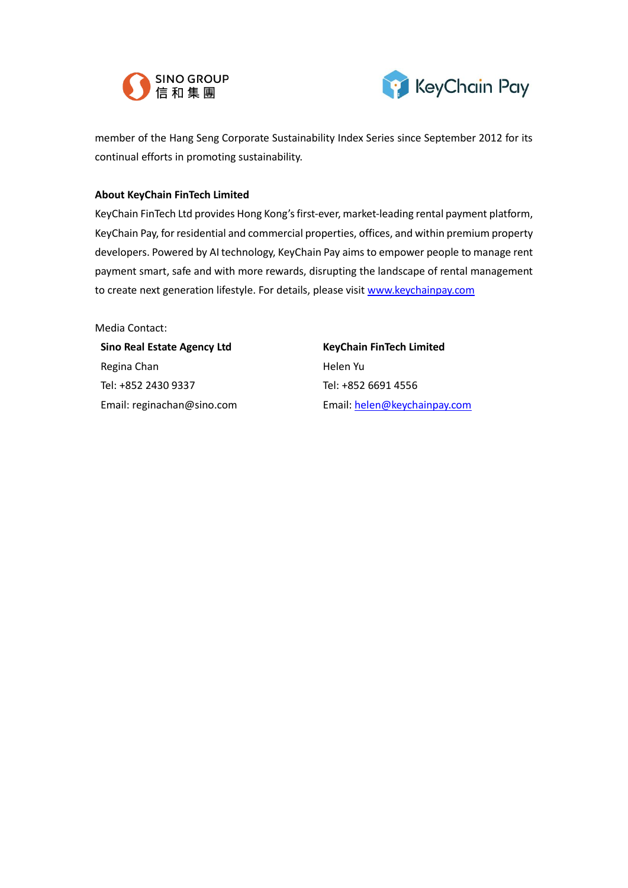member of the Hang Seng Corporate Sustainability Index Series since September 2012 for its continual efforts in promoting sustainability.

**About KeyChain FinTech Limited**

KeyChain FinTech Ltd provides Hong Kong's first-ever, market-leading rental payment platform, KeyChain Pay, for residential and commercial properties, offices, and within premium property developers. Powered by AI technology, KeyChain Pay aims to empower people to manage rent payment smart, safe and with more rewards, disrupting the landscape of rental management to create next generation lifestyle. For details, please visit www.keychainpay.com

Media Contact:

**Sino Real Estate Agency Ltd**
Regina Chan
Tel: +852 2430 9337
Email: reginachan@sino.com

**KeyChain FinTech Limited**
Helen Yu
Tel: +852 6691 4556
Email: helen@keychainpay.com